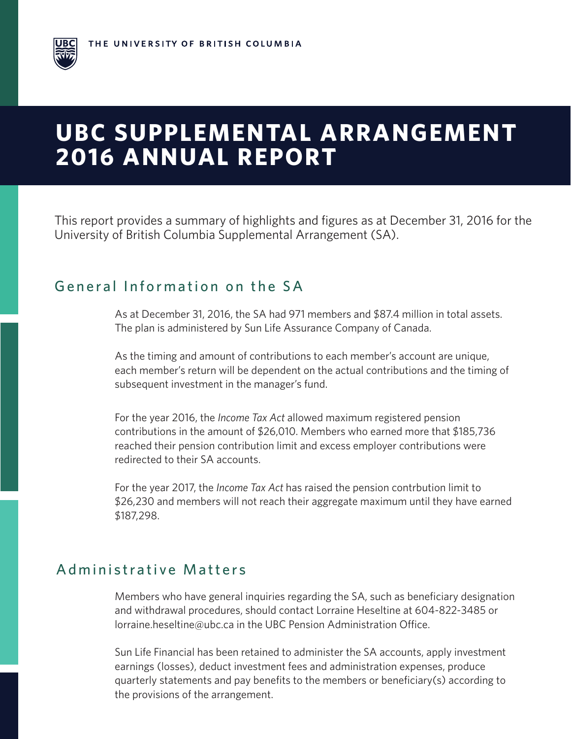THE UNIVERSITY OF BRITISH COLUMBIA

# UBC SUPPLEMENTAL ARRANGEMENT 2016 ANNUAL REPORT

This report provides a summary of highlights and figures as at December 31, 2016 for the University of British Columbia Supplemental Arrangement (SA).

## General Information on the SA

As at December 31, 2016, the SA had 971 members and $87.4 million in total assets. The plan is administered by Sun Life Assurance Company of Canada.

As the timing and amount of contributions to each member's account are unique, each member's return will be dependent on the actual contributions and the timing of subsequent investment in the manager's fund.

For the year 2016, the *Income Tax Act* allowed maximum registered pension contributions in the amount of $26,010. Members who earned more that $185,736 reached their pension contribution limit and excess employer contributions were redirected to their SA accounts.

For the year 2017, the *Income Tax Act* has raised the pension contrbution limit to $26,230 and members will not reach their aggregate maximum until they have earned $187,298.

## Administrative Matters

Members who have general inquiries regarding the SA, such as beneficiary designation and withdrawal procedures, should contact Lorraine Heseltine at 604-822-3485 or lorraine.heseltine@ubc.ca in the UBC Pension Administration Office.

Sun Life Financial has been retained to administer the SA accounts, apply investment earnings (losses), deduct investment fees and administration expenses, produce quarterly statements and pay benefits to the members or beneficiary(s) according to the provisions of the arrangement.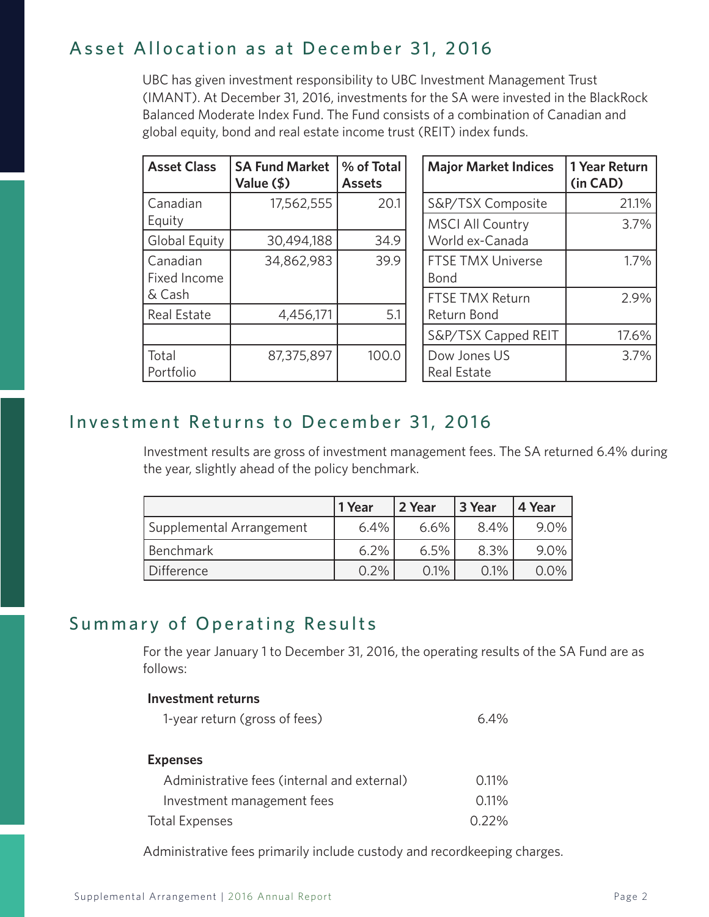## Asset Allocation as at December 31, 2016

UBC has given investment responsibility to UBC Investment Management Trust (IMANT). At December 31, 2016, investments for the SA were invested in the BlackRock Balanced Moderate Index Fund. The Fund consists of a combination of Canadian and global equity, bond and real estate income trust (REIT) index funds.

| Asset Class | SA Fund Market Value ($) | % of Total Assets |
|---|---|---|
| Canadian Equity | 17,562,555 | 20.1 |
| Global Equity | 30,494,188 | 34.9 |
| Canadian Fixed Income & Cash | 34,862,983 | 39.9 |
| Real Estate | 4,456,171 | 5.1 |
| | | |
| Total Portfolio | 87,375,897 | 100.0 |

| Major Market Indices | 1 Year Return (in CAD) |
|---|---|
| S&P/TSX Composite | 21.1% |
| MSCI All Country World ex-Canada | 3.7% |
| FTSE TMX Universe Bond | 1.7% |
| FTSE TMX Return Return Bond | 2.9% |
| S&P/TSX Capped REIT | 17.6% |
| Dow Jones US Real Estate | 3.7% |

## Investment Returns to December 31, 2016

Investment results are gross of investment management fees. The SA returned 6.4% during the year, slightly ahead of the policy benchmark.

| | 1 Year | 2 Year | 3 Year | 4 Year |
|---|---|---|---|---|
| Supplemental Arrangement | 6.4% | 6.6% | 8.4% | 9.0% |
| Benchmark | 6.2% | 6.5% | 8.3% | 9.0% |
| Difference | 0.2% | 0.1% | 0.1% | 0.0% |

## Summary of Operating Results

For the year January 1 to December 31, 2016, the operating results of the SA Fund are as follows:

| | |
|---|---|
| **Investment returns** | |
| 1-year return (gross of fees) | 6.4% |
| **Expenses** | |
| Administrative fees (internal and external) | 0.11% |
| Investment management fees | 0.11% |
| Total Expenses | 0.22% |

Administrative fees primarily include custody and recordkeeping charges.